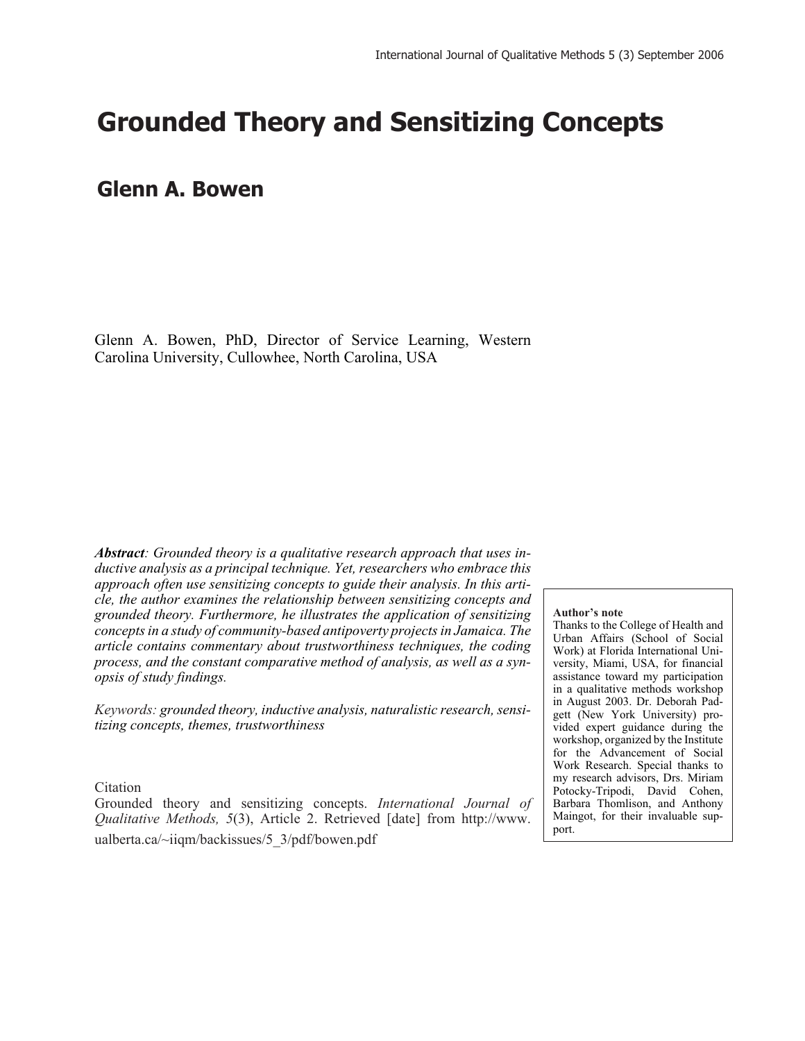# Grounded Theory and Sensitizing Concepts

## Glenn A. Bowen

Glenn A. Bowen, PhD, Director of Service Learning, Western Carolina University, Cullowhee, North Carolina, USA

***Abstract**: Grounded theory is a qualitative research approach that uses inductive analysis as a principal technique. Yet, researchers who embrace this approach often use sensitizing concepts to guide their analysis. In this article, the author examines the relationship between sensitizing concepts and grounded theory. Furthermore, he illustrates the application of sensitizing concepts in a study of community-based antipoverty projects in Jamaica. The article contains commentary about trustworthiness techniques, the coding process, and the constant comparative method of analysis, as well as a synopsis of study findings.*

*Keywords: grounded theory, inductive analysis, naturalistic research, sensitizing concepts, themes, trustworthiness*

Citation

Grounded theory and sensitizing concepts. *International Journal of Qualitative Methods, 5*(3), Article 2. Retrieved [date] from http://www.ualberta.ca/~iiqm/backissues/5_3/pdf/bowen.pdf

**Author's note**

Thanks to the College of Health and Urban Affairs (School of Social Work) at Florida International University, Miami, USA, for financial assistance toward my participation in a qualitative methods workshop in August 2003. Dr. Deborah Padgett (New York University) provided expert guidance during the workshop, organized by the Institute for the Advancement of Social Work Research. Special thanks to my research advisors, Drs. Miriam Potocky-Tripodi, David Cohen, Barbara Thomlison, and Anthony Maingot, for their invaluable support.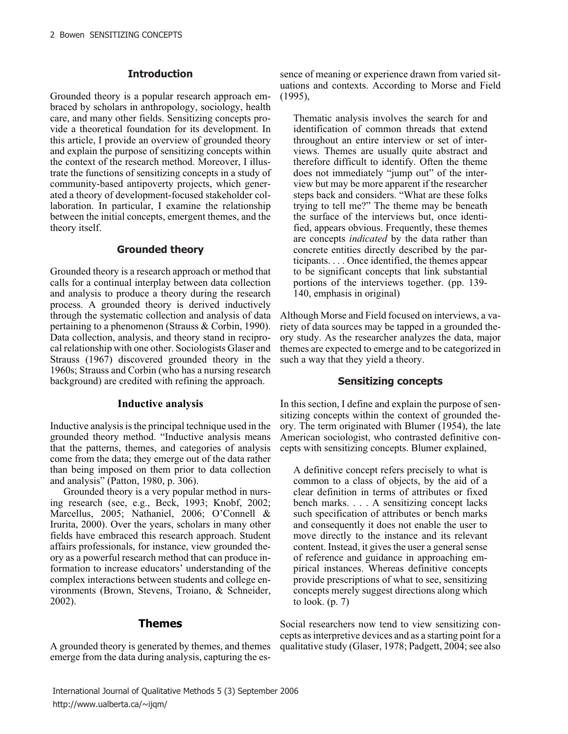## Introduction

Grounded theory is a popular research approach embraced by scholars in anthropology, sociology, health care, and many other fields. Sensitizing concepts provide a theoretical foundation for its development. In this article, I provide an overview of grounded theory and explain the purpose of sensitizing concepts within the context of the research method. Moreover, I illustrate the functions of sensitizing concepts in a study of community-based antipoverty projects, which generated a theory of development-focused stakeholder collaboration. In particular, I examine the relationship between the initial concepts, emergent themes, and the theory itself.

## Grounded theory

Grounded theory is a research approach or method that calls for a continual interplay between data collection and analysis to produce a theory during the research process. A grounded theory is derived inductively through the systematic collection and analysis of data pertaining to a phenomenon (Strauss & Corbin, 1990). Data collection, analysis, and theory stand in reciprocal relationship with one other. Sociologists Glaser and Strauss (1967) discovered grounded theory in the 1960s; Strauss and Corbin (who has a nursing research background) are credited with refining the approach.

## Inductive analysis

Inductive analysis is the principal technique used in the grounded theory method. "Inductive analysis means that the patterns, themes, and categories of analysis come from the data; they emerge out of the data rather than being imposed on them prior to data collection and analysis" (Patton, 1980, p. 306).

Grounded theory is a very popular method in nursing research (see, e.g., Beck, 1993; Knobf, 2002; Marcellus, 2005; Nathaniel, 2006; O'Connell & Irurita, 2000). Over the years, scholars in many other fields have embraced this research approach. Student affairs professionals, for instance, view grounded theory as a powerful research method that can produce information to increase educators' understanding of the complex interactions between students and college environments (Brown, Stevens, Troiano, & Schneider, 2002).

## Themes

A grounded theory is generated by themes, and themes emerge from the data during analysis, capturing the essence of meaning or experience drawn from varied situations and contexts. According to Morse and Field (1995),

> Thematic analysis involves the search for and identification of common threads that extend throughout an entire interview or set of interviews. Themes are usually quite abstract and therefore difficult to identify. Often the theme does not immediately "jump out" of the interview but may be more apparent if the researcher steps back and considers. "What are these folks trying to tell me?" The theme may be beneath the surface of the interviews but, once identified, appears obvious. Frequently, these themes are concepts *indicated* by the data rather than concrete entities directly described by the participants. . . . Once identified, the themes appear to be significant concepts that link substantial portions of the interviews together. (pp. 139-140, emphasis in original)

Although Morse and Field focused on interviews, a variety of data sources may be tapped in a grounded theory study. As the researcher analyzes the data, major themes are expected to emerge and to be categorized in such a way that they yield a theory.

## Sensitizing concepts

In this section, I define and explain the purpose of sensitizing concepts within the context of grounded theory. The term originated with Blumer (1954), the late American sociologist, who contrasted definitive concepts with sensitizing concepts. Blumer explained,

> A definitive concept refers precisely to what is common to a class of objects, by the aid of a clear definition in terms of attributes or fixed bench marks. . . . A sensitizing concept lacks such specification of attributes or bench marks and consequently it does not enable the user to move directly to the instance and its relevant content. Instead, it gives the user a general sense of reference and guidance in approaching empirical instances. Whereas definitive concepts provide prescriptions of what to see, sensitizing concepts merely suggest directions along which to look. (p. 7)

Social researchers now tend to view sensitizing concepts as interpretive devices and as a starting point for a qualitative study (Glaser, 1978; Padgett, 2004; see also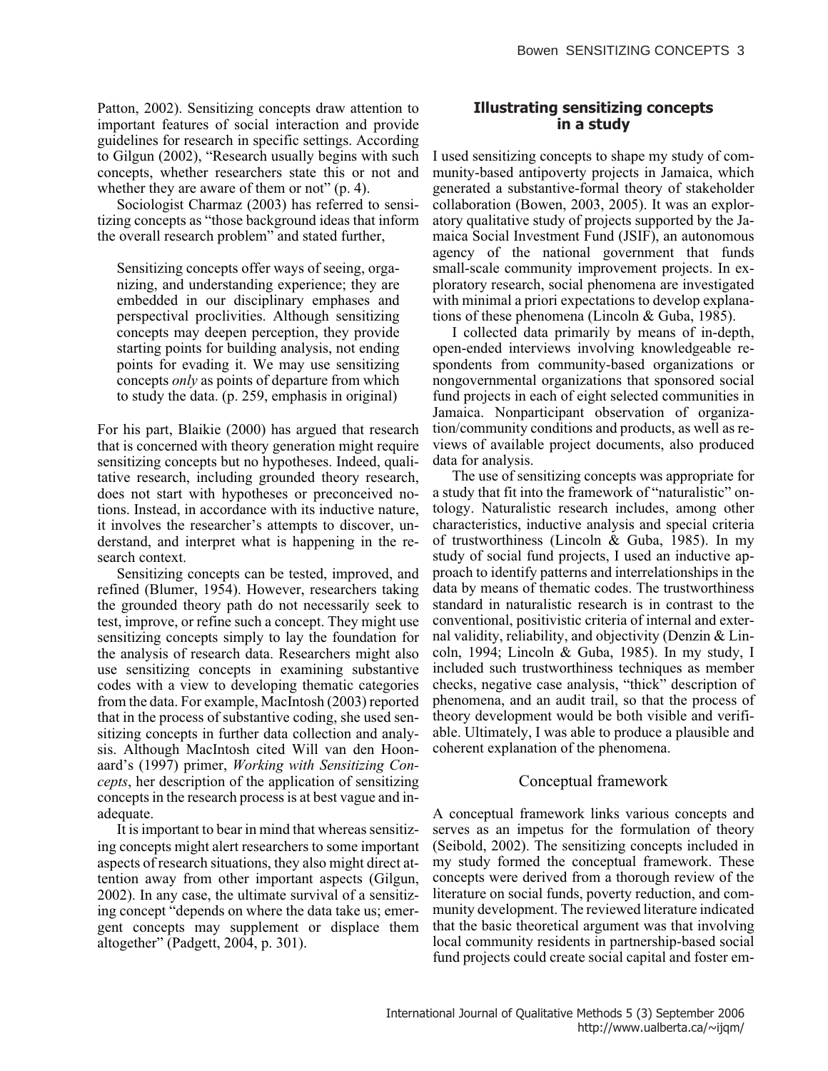Patton, 2002). Sensitizing concepts draw attention to important features of social interaction and provide guidelines for research in specific settings. According to Gilgun (2002), "Research usually begins with such concepts, whether researchers state this or not and whether they are aware of them or not" (p. 4).

Sociologist Charmaz (2003) has referred to sensitizing concepts as "those background ideas that inform the overall research problem" and stated further,

> Sensitizing concepts offer ways of seeing, organizing, and understanding experience; they are embedded in our disciplinary emphases and perspectival proclivities. Although sensitizing concepts may deepen perception, they provide starting points for building analysis, not ending points for evading it. We may use sensitizing concepts *only* as points of departure from which to study the data. (p. 259, emphasis in original)

For his part, Blaikie (2000) has argued that research that is concerned with theory generation might require sensitizing concepts but no hypotheses. Indeed, qualitative research, including grounded theory research, does not start with hypotheses or preconceived notions. Instead, in accordance with its inductive nature, it involves the researcher's attempts to discover, understand, and interpret what is happening in the research context.

Sensitizing concepts can be tested, improved, and refined (Blumer, 1954). However, researchers taking the grounded theory path do not necessarily seek to test, improve, or refine such a concept. They might use sensitizing concepts simply to lay the foundation for the analysis of research data. Researchers might also use sensitizing concepts in examining substantive codes with a view to developing thematic categories from the data. For example, MacIntosh (2003) reported that in the process of substantive coding, she used sensitizing concepts in further data collection and analysis. Although MacIntosh cited Will van den Hoonaard's (1997) primer, *Working with Sensitizing Concepts*, her description of the application of sensitizing concepts in the research process is at best vague and inadequate.

It is important to bear in mind that whereas sensitizing concepts might alert researchers to some important aspects of research situations, they also might direct attention away from other important aspects (Gilgun, 2002). In any case, the ultimate survival of a sensitizing concept "depends on where the data take us; emergent concepts may supplement or displace them altogether" (Padgett, 2004, p. 301).

## Illustrating sensitizing concepts in a study

I used sensitizing concepts to shape my study of community-based antipoverty projects in Jamaica, which generated a substantive-formal theory of stakeholder collaboration (Bowen, 2003, 2005). It was an exploratory qualitative study of projects supported by the Jamaica Social Investment Fund (JSIF), an autonomous agency of the national government that funds small-scale community improvement projects. In exploratory research, social phenomena are investigated with minimal a priori expectations to develop explanations of these phenomena (Lincoln & Guba, 1985).

I collected data primarily by means of in-depth, open-ended interviews involving knowledgeable respondents from community-based organizations or nongovernmental organizations that sponsored social fund projects in each of eight selected communities in Jamaica. Nonparticipant observation of organization/community conditions and products, as well as reviews of available project documents, also produced data for analysis.

The use of sensitizing concepts was appropriate for a study that fit into the framework of "naturalistic" ontology. Naturalistic research includes, among other characteristics, inductive analysis and special criteria of trustworthiness (Lincoln & Guba, 1985). In my study of social fund projects, I used an inductive approach to identify patterns and interrelationships in the data by means of thematic codes. The trustworthiness standard in naturalistic research is in contrast to the conventional, positivistic criteria of internal and external validity, reliability, and objectivity (Denzin & Lincoln, 1994; Lincoln & Guba, 1985). In my study, I included such trustworthiness techniques as member checks, negative case analysis, "thick" description of phenomena, and an audit trail, so that the process of theory development would be both visible and verifiable. Ultimately, I was able to produce a plausible and coherent explanation of the phenomena.

### Conceptual framework

A conceptual framework links various concepts and serves as an impetus for the formulation of theory (Seibold, 2002). The sensitizing concepts included in my study formed the conceptual framework. These concepts were derived from a thorough review of the literature on social funds, poverty reduction, and community development. The reviewed literature indicated that the basic theoretical argument was that involving local community residents in partnership-based social fund projects could create social capital and foster em-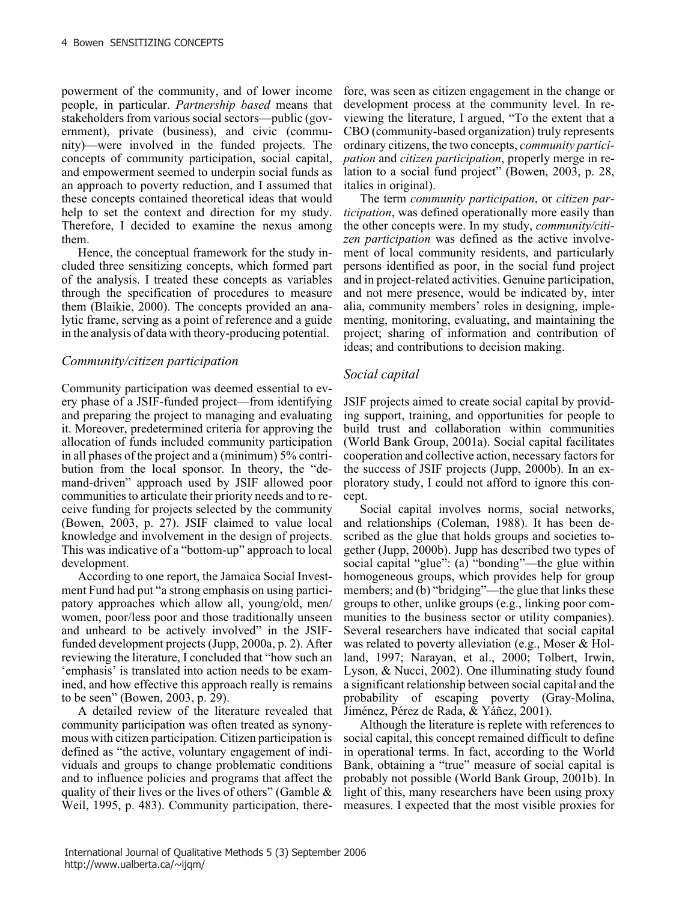powerment of the community, and of lower income people, in particular. *Partnership based* means that stakeholders from various social sectors—public (government), private (business), and civic (community)—were involved in the funded projects. The concepts of community participation, social capital, and empowerment seemed to underpin social funds as an approach to poverty reduction, and I assumed that these concepts contained theoretical ideas that would help to set the context and direction for my study. Therefore, I decided to examine the nexus among them.

Hence, the conceptual framework for the study included three sensitizing concepts, which formed part of the analysis. I treated these concepts as variables through the specification of procedures to measure them (Blaikie, 2000). The concepts provided an analytic frame, serving as a point of reference and a guide in the analysis of data with theory-producing potential.

### *Community/citizen participation*

Community participation was deemed essential to every phase of a JSIF-funded project—from identifying and preparing the project to managing and evaluating it. Moreover, predetermined criteria for approving the allocation of funds included community participation in all phases of the project and a (minimum) 5% contribution from the local sponsor. In theory, the "demand-driven" approach used by JSIF allowed poor communities to articulate their priority needs and to receive funding for projects selected by the community (Bowen, 2003, p. 27). JSIF claimed to value local knowledge and involvement in the design of projects. This was indicative of a "bottom-up" approach to local development.

According to one report, the Jamaica Social Investment Fund had put "a strong emphasis on using participatory approaches which allow all, young/old, men/women, poor/less poor and those traditionally unseen and unheard to be actively involved" in the JSIF-funded development projects (Jupp, 2000a, p. 2). After reviewing the literature, I concluded that "how such an 'emphasis' is translated into action needs to be examined, and how effective this approach really is remains to be seen" (Bowen, 2003, p. 29).

A detailed review of the literature revealed that community participation was often treated as synonymous with citizen participation. Citizen participation is defined as "the active, voluntary engagement of individuals and groups to change problematic conditions and to influence policies and programs that affect the quality of their lives or the lives of others" (Gamble & Weil, 1995, p. 483). Community participation, therefore, was seen as citizen engagement in the change or development process at the community level. In reviewing the literature, I argued, "To the extent that a CBO (community-based organization) truly represents ordinary citizens, the two concepts, *community participation* and *citizen participation*, properly merge in relation to a social fund project" (Bowen, 2003, p. 28, italics in original).

The term *community participation*, or *citizen participation*, was defined operationally more easily than the other concepts were. In my study, *community/citizen participation* was defined as the active involvement of local community residents, and particularly persons identified as poor, in the social fund project and in project-related activities. Genuine participation, and not mere presence, would be indicated by, inter alia, community members' roles in designing, implementing, monitoring, evaluating, and maintaining the project; sharing of information and contribution of ideas; and contributions to decision making.

### *Social capital*

JSIF projects aimed to create social capital by providing support, training, and opportunities for people to build trust and collaboration within communities (World Bank Group, 2001a). Social capital facilitates cooperation and collective action, necessary factors for the success of JSIF projects (Jupp, 2000b). In an exploratory study, I could not afford to ignore this concept.

Social capital involves norms, social networks, and relationships (Coleman, 1988). It has been described as the glue that holds groups and societies together (Jupp, 2000b). Jupp has described two types of social capital "glue": (a) "bonding"—the glue within homogeneous groups, which provides help for group members; and (b) "bridging"—the glue that links these groups to other, unlike groups (e.g., linking poor communities to the business sector or utility companies). Several researchers have indicated that social capital was related to poverty alleviation (e.g., Moser & Holland, 1997; Narayan, et al., 2000; Tolbert, Irwin, Lyson, & Nucci, 2002). One illuminating study found a significant relationship between social capital and the probability of escaping poverty (Gray-Molina, Jiménez, Pérez de Rada, & Yáñez, 2001).

Although the literature is replete with references to social capital, this concept remained difficult to define in operational terms. In fact, according to the World Bank, obtaining a "true" measure of social capital is probably not possible (World Bank Group, 2001b). In light of this, many researchers have been using proxy measures. I expected that the most visible proxies for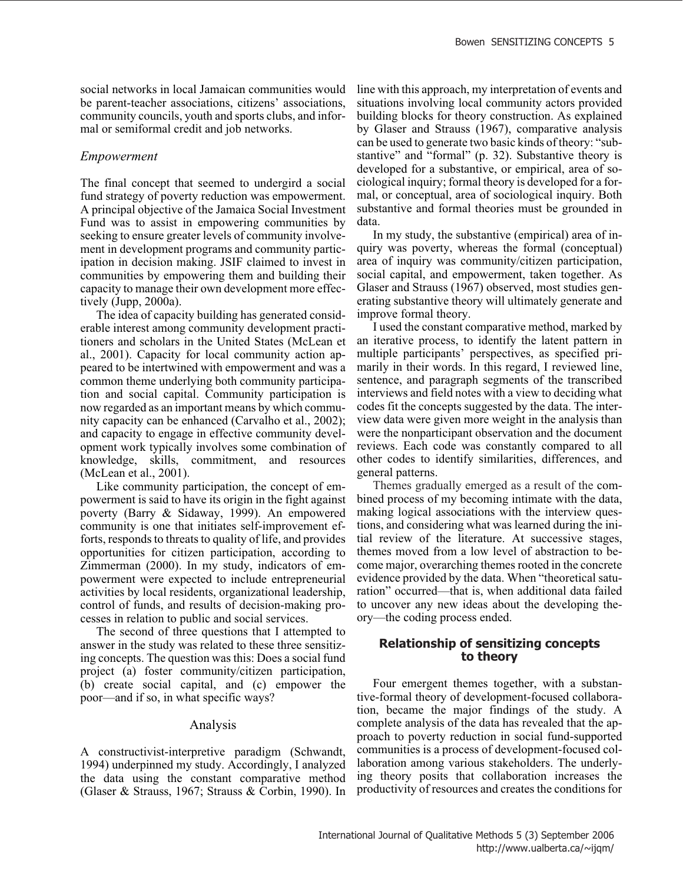social networks in local Jamaican communities would be parent-teacher associations, citizens' associations, community councils, youth and sports clubs, and informal or semiformal credit and job networks.

### *Empowerment*

The final concept that seemed to undergird a social fund strategy of poverty reduction was empowerment. A principal objective of the Jamaica Social Investment Fund was to assist in empowering communities by seeking to ensure greater levels of community involvement in development programs and community participation in decision making. JSIF claimed to invest in communities by empowering them and building their capacity to manage their own development more effectively (Jupp, 2000a).

The idea of capacity building has generated considerable interest among community development practitioners and scholars in the United States (McLean et al., 2001). Capacity for local community action appeared to be intertwined with empowerment and was a common theme underlying both community participation and social capital. Community participation is now regarded as an important means by which community capacity can be enhanced (Carvalho et al., 2002); and capacity to engage in effective community development work typically involves some combination of knowledge, skills, commitment, and resources (McLean et al., 2001).

Like community participation, the concept of empowerment is said to have its origin in the fight against poverty (Barry & Sidaway, 1999). An empowered community is one that initiates self-improvement efforts, responds to threats to quality of life, and provides opportunities for citizen participation, according to Zimmerman (2000). In my study, indicators of empowerment were expected to include entrepreneurial activities by local residents, organizational leadership, control of funds, and results of decision-making processes in relation to public and social services.

The second of three questions that I attempted to answer in the study was related to these three sensitizing concepts. The question was this: Does a social fund project (a) foster community/citizen participation, (b) create social capital, and (c) empower the poor—and if so, in what specific ways?

## Analysis

A constructivist-interpretive paradigm (Schwandt, 1994) underpinned my study. Accordingly, I analyzed the data using the constant comparative method (Glaser & Strauss, 1967; Strauss & Corbin, 1990). In line with this approach, my interpretation of events and situations involving local community actors provided building blocks for theory construction. As explained by Glaser and Strauss (1967), comparative analysis can be used to generate two basic kinds of theory: "substantive" and "formal" (p. 32). Substantive theory is developed for a substantive, or empirical, area of sociological inquiry; formal theory is developed for a formal, or conceptual, area of sociological inquiry. Both substantive and formal theories must be grounded in data.

In my study, the substantive (empirical) area of inquiry was poverty, whereas the formal (conceptual) area of inquiry was community/citizen participation, social capital, and empowerment, taken together. As Glaser and Strauss (1967) observed, most studies generating substantive theory will ultimately generate and improve formal theory.

I used the constant comparative method, marked by an iterative process, to identify the latent pattern in multiple participants' perspectives, as specified primarily in their words. In this regard, I reviewed line, sentence, and paragraph segments of the transcribed interviews and field notes with a view to deciding what codes fit the concepts suggested by the data. The interview data were given more weight in the analysis than were the nonparticipant observation and the document reviews. Each code was constantly compared to all other codes to identify similarities, differences, and general patterns.

Themes gradually emerged as a result of the combined process of my becoming intimate with the data, making logical associations with the interview questions, and considering what was learned during the initial review of the literature. At successive stages, themes moved from a low level of abstraction to become major, overarching themes rooted in the concrete evidence provided by the data. When "theoretical saturation" occurred—that is, when additional data failed to uncover any new ideas about the developing theory—the coding process ended.

### Relationship of sensitizing concepts to theory

Four emergent themes together, with a substantive-formal theory of development-focused collaboration, became the major findings of the study. A complete analysis of the data has revealed that the approach to poverty reduction in social fund-supported communities is a process of development-focused collaboration among various stakeholders. The underlying theory posits that collaboration increases the productivity of resources and creates the conditions for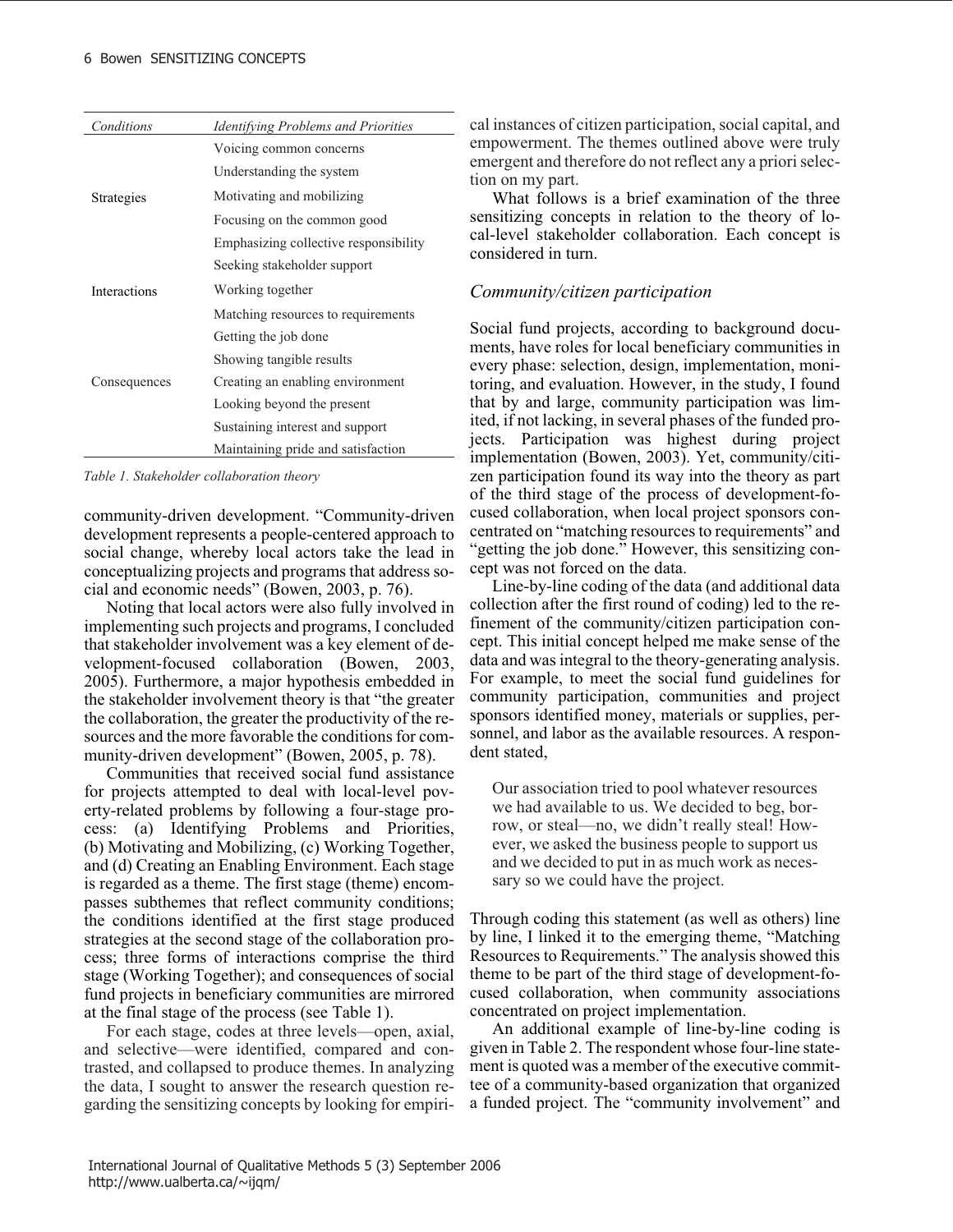| Conditions | Identifying Problems and Priorities |
| --- | --- |
| | Voicing common concerns |
| | Understanding the system |
| Strategies | Motivating and mobilizing |
| | Focusing on the common good |
| | Emphasizing collective responsibility |
| | Seeking stakeholder support |
| Interactions | Working together |
| | Matching resources to requirements |
| | Getting the job done |
| | Showing tangible results |
| Consequences | Creating an enabling environment |
| | Looking beyond the present |
| | Sustaining interest and support |
| | Maintaining pride and satisfaction |

*Table 1. Stakeholder collaboration theory*

community-driven development. "Community-driven development represents a people-centered approach to social change, whereby local actors take the lead in conceptualizing projects and programs that address social and economic needs" (Bowen, 2003, p. 76).

Noting that local actors were also fully involved in implementing such projects and programs, I concluded that stakeholder involvement was a key element of development-focused collaboration (Bowen, 2003, 2005). Furthermore, a major hypothesis embedded in the stakeholder involvement theory is that "the greater the collaboration, the greater the productivity of the resources and the more favorable the conditions for community-driven development" (Bowen, 2005, p. 78).

Communities that received social fund assistance for projects attempted to deal with local-level poverty-related problems by following a four-stage process: (a) Identifying Problems and Priorities, (b) Motivating and Mobilizing, (c) Working Together, and (d) Creating an Enabling Environment. Each stage is regarded as a theme. The first stage (theme) encompasses subthemes that reflect community conditions; the conditions identified at the first stage produced strategies at the second stage of the collaboration process; three forms of interactions comprise the third stage (Working Together); and consequences of social fund projects in beneficiary communities are mirrored at the final stage of the process (see Table 1).

For each stage, codes at three levels—open, axial, and selective—were identified, compared and contrasted, and collapsed to produce themes. In analyzing the data, I sought to answer the research question regarding the sensitizing concepts by looking for empirical instances of citizen participation, social capital, and empowerment. The themes outlined above were truly emergent and therefore do not reflect any a priori selection on my part.

What follows is a brief examination of the three sensitizing concepts in relation to the theory of local-level stakeholder collaboration. Each concept is considered in turn.

### *Community/citizen participation*

Social fund projects, according to background documents, have roles for local beneficiary communities in every phase: selection, design, implementation, monitoring, and evaluation. However, in the study, I found that by and large, community participation was limited, if not lacking, in several phases of the funded projects. Participation was highest during project implementation (Bowen, 2003). Yet, community/citizen participation found its way into the theory as part of the third stage of the process of development-focused collaboration, when local project sponsors concentrated on "matching resources to requirements" and "getting the job done." However, this sensitizing concept was not forced on the data.

Line-by-line coding of the data (and additional data collection after the first round of coding) led to the refinement of the community/citizen participation concept. This initial concept helped me make sense of the data and was integral to the theory-generating analysis. For example, to meet the social fund guidelines for community participation, communities and project sponsors identified money, materials or supplies, personnel, and labor as the available resources. A respondent stated,

> Our association tried to pool whatever resources we had available to us. We decided to beg, borrow, or steal—no, we didn't really steal! However, we asked the business people to support us and we decided to put in as much work as necessary so we could have the project.

Through coding this statement (as well as others) line by line, I linked it to the emerging theme, "Matching Resources to Requirements." The analysis showed this theme to be part of the third stage of development-focused collaboration, when community associations concentrated on project implementation.

An additional example of line-by-line coding is given in Table 2. The respondent whose four-line statement is quoted was a member of the executive committee of a community-based organization that organized a funded project. The "community involvement" and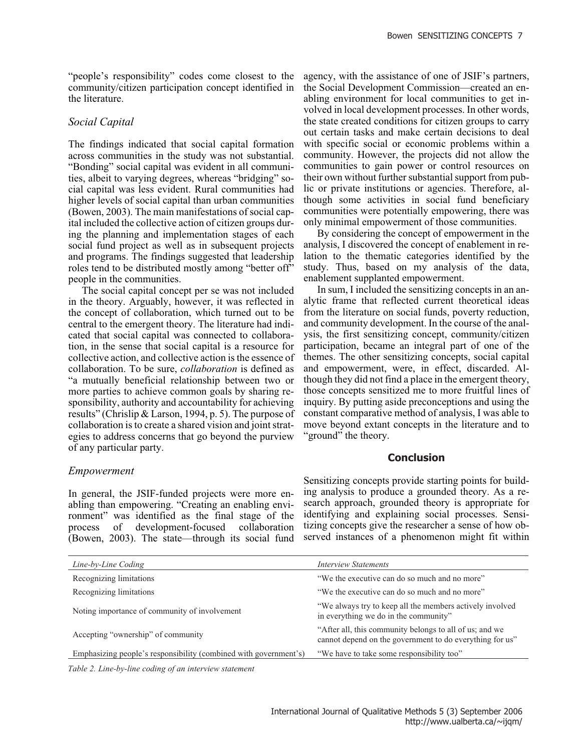"people's responsibility" codes come closest to the community/citizen participation concept identified in the literature.

### *Social Capital*

The findings indicated that social capital formation across communities in the study was not substantial. "Bonding" social capital was evident in all communities, albeit to varying degrees, whereas "bridging" social capital was less evident. Rural communities had higher levels of social capital than urban communities (Bowen, 2003). The main manifestations of social capital included the collective action of citizen groups during the planning and implementation stages of each social fund project as well as in subsequent projects and programs. The findings suggested that leadership roles tend to be distributed mostly among "better off" people in the communities.

The social capital concept per se was not included in the theory. Arguably, however, it was reflected in the concept of collaboration, which turned out to be central to the emergent theory. The literature had indicated that social capital was connected to collaboration, in the sense that social capital is a resource for collective action, and collective action is the essence of collaboration. To be sure, *collaboration* is defined as "a mutually beneficial relationship between two or more parties to achieve common goals by sharing responsibility, authority and accountability for achieving results" (Chrislip & Larson, 1994, p. 5). The purpose of collaboration is to create a shared vision and joint strategies to address concerns that go beyond the purview of any particular party.

### *Empowerment*

In general, the JSIF-funded projects were more enabling than empowering. "Creating an enabling environment" was identified as the final stage of the process of development-focused collaboration (Bowen, 2003). The state—through its social fund agency, with the assistance of one of JSIF's partners, the Social Development Commission—created an enabling environment for local communities to get involved in local development processes. In other words, the state created conditions for citizen groups to carry out certain tasks and make certain decisions to deal with specific social or economic problems within a community. However, the projects did not allow the communities to gain power or control resources on their own without further substantial support from public or private institutions or agencies. Therefore, although some activities in social fund beneficiary communities were potentially empowering, there was only minimal empowerment of those communities.

By considering the concept of empowerment in the analysis, I discovered the concept of enablement in relation to the thematic categories identified by the study. Thus, based on my analysis of the data, enablement supplanted empowerment.

In sum, I included the sensitizing concepts in an analytic frame that reflected current theoretical ideas from the literature on social funds, poverty reduction, and community development. In the course of the analysis, the first sensitizing concept, community/citizen participation, became an integral part of one of the themes. The other sensitizing concepts, social capital and empowerment, were, in effect, discarded. Although they did not find a place in the emergent theory, those concepts sensitized me to more fruitful lines of inquiry. By putting aside preconceptions and using the constant comparative method of analysis, I was able to move beyond extant concepts in the literature and to "ground" the theory.

## Conclusion

Sensitizing concepts provide starting points for building analysis to produce a grounded theory. As a research approach, grounded theory is appropriate for identifying and explaining social processes. Sensitizing concepts give the researcher a sense of how observed instances of a phenomenon might fit within

| *Line-by-Line Coding* | *Interview Statements* |
|---|---|
| Recognizing limitations | "We the executive can do so much and no more" |
| Recognizing limitations | "We the executive can do so much and no more" |
| Noting importance of community of involvement | "We always try to keep all the members actively involved in everything we do in the community" |
| Accepting "ownership" of community | "After all, this community belongs to all of us; and we cannot depend on the government to do everything for us" |
| Emphasizing people's responsibility (combined with government's) | "We have to take some responsibility too" |

*Table 2. Line-by-line coding of an interview statement*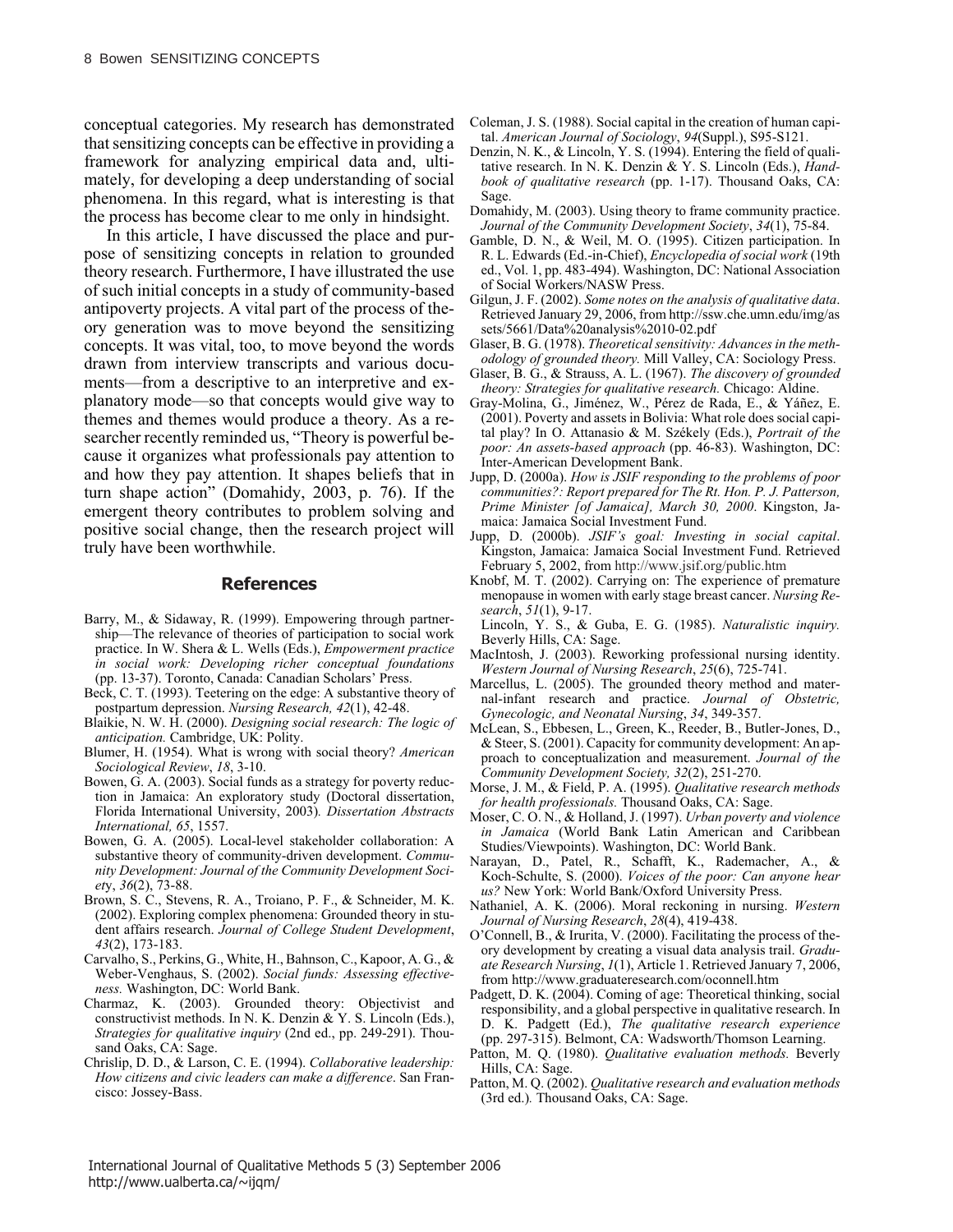conceptual categories. My research has demonstrated that sensitizing concepts can be effective in providing a framework for analyzing empirical data and, ultimately, for developing a deep understanding of social phenomena. In this regard, what is interesting is that the process has become clear to me only in hindsight.

In this article, I have discussed the place and purpose of sensitizing concepts in relation to grounded theory research. Furthermore, I have illustrated the use of such initial concepts in a study of community-based antipoverty projects. A vital part of the process of theory generation was to move beyond the sensitizing concepts. It was vital, too, to move beyond the words drawn from interview transcripts and various documents—from a descriptive to an interpretive and explanatory mode—so that concepts would give way to themes and themes would produce a theory. As a researcher recently reminded us, "Theory is powerful because it organizes what professionals pay attention to and how they pay attention. It shapes beliefs that in turn shape action" (Domahidy, 2003, p. 76). If the emergent theory contributes to problem solving and positive social change, then the research project will truly have been worthwhile.

## References

Barry, M., & Sidaway, R. (1999). Empowering through partnership—The relevance of theories of participation to social work practice. In W. Shera & L. Wells (Eds.), *Empowerment practice in social work: Developing richer conceptual foundations* (pp. 13-37). Toronto, Canada: Canadian Scholars' Press.

Beck, C. T. (1993). Teetering on the edge: A substantive theory of postpartum depression. *Nursing Research, 42*(1), 42-48.

Blaikie, N. W. H. (2000). *Designing social research: The logic of anticipation.* Cambridge, UK: Polity.

Blumer, H. (1954). What is wrong with social theory? *American Sociological Review*, *18*, 3-10.

Bowen, G. A. (2003). Social funds as a strategy for poverty reduction in Jamaica: An exploratory study (Doctoral dissertation, Florida International University, 2003)*. Dissertation Abstracts International, 65*, 1557.

Bowen, G. A. (2005). Local-level stakeholder collaboration: A substantive theory of community-driven development. *Community Development: Journal of the Community Development Society*, *36*(2), 73-88.

Brown, S. C., Stevens, R. A., Troiano, P. F., & Schneider, M. K. (2002). Exploring complex phenomena: Grounded theory in student affairs research. *Journal of College Student Development*, *43*(2), 173-183.

Carvalho, S., Perkins, G., White, H., Bahnson, C., Kapoor, A. G., & Weber-Venghaus, S. (2002). *Social funds: Assessing effectiveness.* Washington, DC: World Bank.

Charmaz, K. (2003). Grounded theory: Objectivist and constructivist methods. In N. K. Denzin & Y. S. Lincoln (Eds.), *Strategies for qualitative inquiry* (2nd ed., pp. 249-291). Thousand Oaks, CA: Sage.

Chrislip, D. D., & Larson, C. E. (1994). *Collaborative leadership: How citizens and civic leaders can make a difference*. San Francisco: Jossey-Bass.

Coleman, J. S. (1988). Social capital in the creation of human capital. *American Journal of Sociology*, *94*(Suppl.), S95-S121.

Denzin, N. K., & Lincoln, Y. S. (1994). Entering the field of qualitative research. In N. K. Denzin & Y. S. Lincoln (Eds.), *Handbook of qualitative research* (pp. 1-17). Thousand Oaks, CA: Sage.

Domahidy, M. (2003). Using theory to frame community practice. *Journal of the Community Development Society*, *34*(1), 75-84.

Gamble, D. N., & Weil, M. O. (1995). Citizen participation. In R. L. Edwards (Ed.-in-Chief), *Encyclopedia of social work* (19th ed., Vol. 1, pp. 483-494). Washington, DC: National Association of Social Workers/NASW Press.

Gilgun, J. F. (2002). *Some notes on the analysis of qualitative data*. Retrieved January 29, 2006, from http://ssw.che.umn.edu/img/assets/5661/Data%20analysis%2010-02.pdf

Glaser, B. G. (1978). *Theoretical sensitivity: Advances in the methodology of grounded theory.* Mill Valley, CA: Sociology Press.

Glaser, B. G., & Strauss, A. L. (1967). *The discovery of grounded theory: Strategies for qualitative research.* Chicago: Aldine.

Gray-Molina, G., Jiménez, W., Pérez de Rada, E., & Yáñez, E. (2001). Poverty and assets in Bolivia: What role does social capital play? In O. Attanasio & M. Székely (Eds.), *Portrait of the poor: An assets-based approach* (pp. 46-83). Washington, DC: Inter-American Development Bank.

Jupp, D. (2000a). *How is JSIF responding to the problems of poor communities?: Report prepared for The Rt. Hon. P. J. Patterson, Prime Minister [of Jamaica], March 30, 2000*. Kingston, Jamaica: Jamaica Social Investment Fund.

Jupp, D. (2000b). *JSIF's goal: Investing in social capital*. Kingston, Jamaica: Jamaica Social Investment Fund. Retrieved February 5, 2002, from http://www.jsif.org/public.htm

Knobf, M. T. (2002). Carrying on: The experience of premature menopause in women with early stage breast cancer. *Nursing Research*, *51*(1), 9-17.

Lincoln, Y. S., & Guba, E. G. (1985). *Naturalistic inquiry.* Beverly Hills, CA: Sage.

MacIntosh, J. (2003). Reworking professional nursing identity. *Western Journal of Nursing Research*, *25*(6), 725-741.

Marcellus, L. (2005). The grounded theory method and maternal-infant research and practice. *Journal of Obstetric, Gynecologic, and Neonatal Nursing*, *34*, 349-357.

McLean, S., Ebbesen, L., Green, K., Reeder, B., Butler-Jones, D., & Steer, S. (2001). Capacity for community development: An approach to conceptualization and measurement. *Journal of the Community Development Society, 32*(2), 251-270.

Morse, J. M., & Field, P. A. (1995). *Qualitative research methods for health professionals.* Thousand Oaks, CA: Sage.

Moser, C. O. N., & Holland, J. (1997). *Urban poverty and violence in Jamaica* (World Bank Latin American and Caribbean Studies/Viewpoints). Washington, DC: World Bank.

Narayan, D., Patel, R., Schafft, K., Rademacher, A., & Koch-Schulte, S. (2000). *Voices of the poor: Can anyone hear us?* New York: World Bank/Oxford University Press.

Nathaniel, A. K. (2006). Moral reckoning in nursing. *Western Journal of Nursing Research*, *28*(4), 419-438.

O'Connell, B., & Irurita, V. (2000). Facilitating the process of theory development by creating a visual data analysis trail. *Graduate Research Nursing*, *1*(1), Article 1. Retrieved January 7, 2006, from http://www.graduateresearch.com/oconnell.htm

Padgett, D. K. (2004). Coming of age: Theoretical thinking, social responsibility, and a global perspective in qualitative research. In D. K. Padgett (Ed.), *The qualitative research experience* (pp. 297-315). Belmont, CA: Wadsworth/Thomson Learning.

Patton, M. Q. (1980). *Qualitative evaluation methods.* Beverly Hills, CA: Sage.

Patton, M. Q. (2002). *Qualitative research and evaluation methods* (3rd ed.)*.* Thousand Oaks, CA: Sage.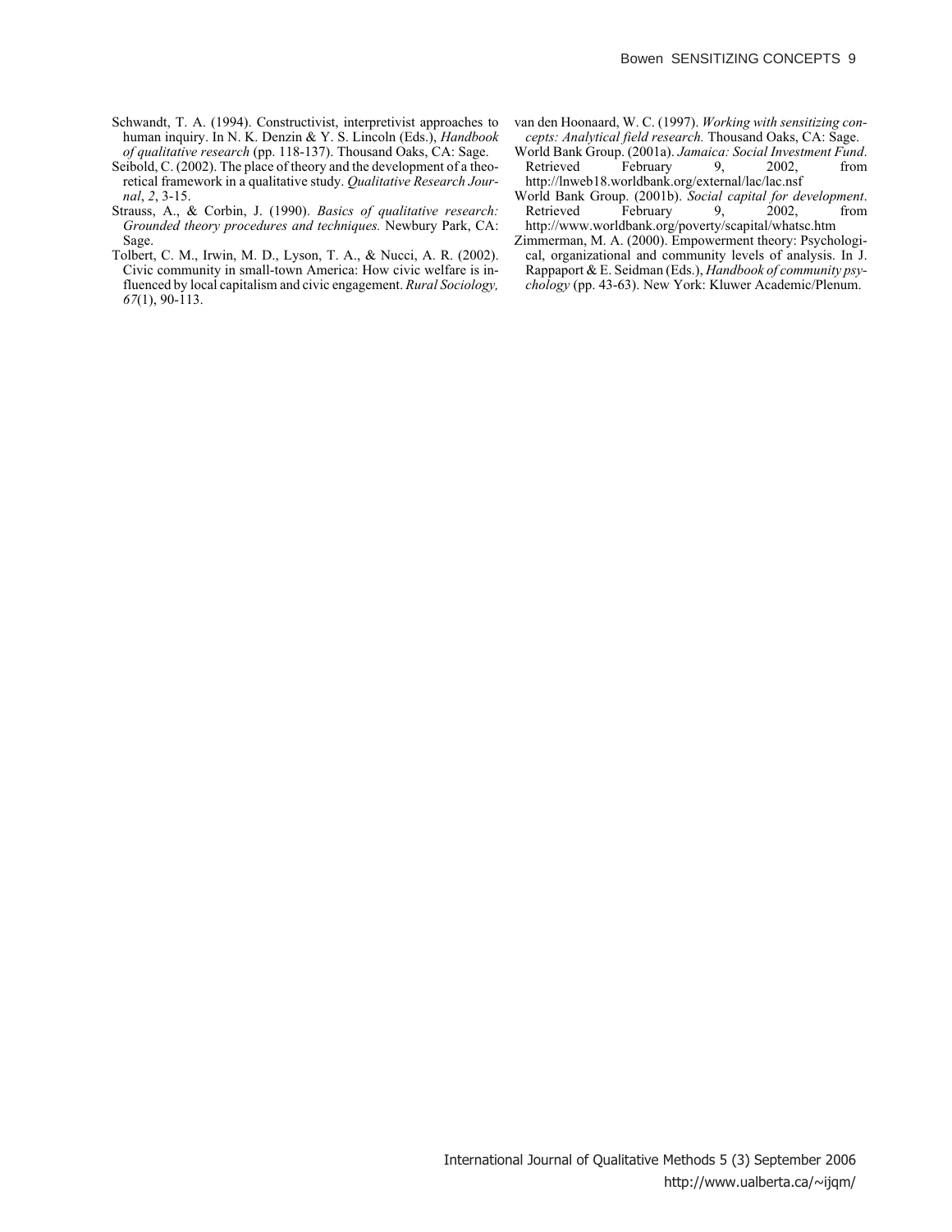Schwandt, T. A. (1994). Constructivist, interpretivist approaches to human inquiry. In N. K. Denzin & Y. S. Lincoln (Eds.), *Handbook of qualitative research* (pp. 118-137). Thousand Oaks, CA: Sage.

Seibold, C. (2002). The place of theory and the development of a theoretical framework in a qualitative study. *Qualitative Research Journal*, *2*, 3-15.

Strauss, A., & Corbin, J. (1990). *Basics of qualitative research: Grounded theory procedures and techniques.* Newbury Park, CA: Sage.

Tolbert, C. M., Irwin, M. D., Lyson, T. A., & Nucci, A. R. (2002). Civic community in small-town America: How civic welfare is influenced by local capitalism and civic engagement. *Rural Sociology, 67*(1), 90-113.

van den Hoonaard, W. C. (1997). *Working with sensitizing concepts: Analytical field research.* Thousand Oaks, CA: Sage.

World Bank Group. (2001a). *Jamaica: Social Investment Fund*. Retrieved February 9, 2002, from http://lnweb18.worldbank.org/external/lac/lac.nsf

World Bank Group. (2001b). *Social capital for development*. Retrieved February 9, 2002, from http://www.worldbank.org/poverty/scapital/whatsc.htm

Zimmerman, M. A. (2000). Empowerment theory: Psychological, organizational and community levels of analysis. In J. Rappaport & E. Seidman (Eds.), *Handbook of community psychology* (pp. 43-63). New York: Kluwer Academic/Plenum.